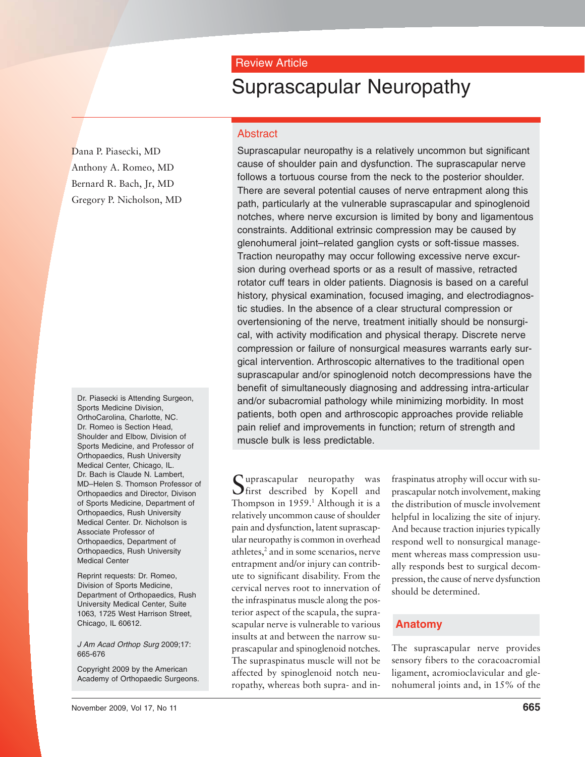Review Article

# Suprascapular Neuropathy

Dana P. Piasecki, MD
Anthony A. Romeo, MD
Bernard R. Bach, Jr, MD
Gregory P. Nicholson, MD

## Abstract

Suprascapular neuropathy is a relatively uncommon but significant cause of shoulder pain and dysfunction. The suprascapular nerve follows a tortuous course from the neck to the posterior shoulder. There are several potential causes of nerve entrapment along this path, particularly at the vulnerable suprascapular and spinoglenoid notches, where nerve excursion is limited by bony and ligamentous constraints. Additional extrinsic compression may be caused by glenohumeral joint–related ganglion cysts or soft-tissue masses. Traction neuropathy may occur following excessive nerve excursion during overhead sports or as a result of massive, retracted rotator cuff tears in older patients. Diagnosis is based on a careful history, physical examination, focused imaging, and electrodiagnostic studies. In the absence of a clear structural compression or overtensioning of the nerve, treatment initially should be nonsurgical, with activity modification and physical therapy. Discrete nerve compression or failure of nonsurgical measures warrants early surgical intervention. Arthroscopic alternatives to the traditional open suprascapular and/or spinoglenoid notch decompressions have the benefit of simultaneously diagnosing and addressing intra-articular and/or subacromial pathology while minimizing morbidity. In most patients, both open and arthroscopic approaches provide reliable pain relief and improvements in function; return of strength and muscle bulk is less predictable.

Dr. Piasecki is Attending Surgeon, Sports Medicine Division, OrthoCarolina, Charlotte, NC. Dr. Romeo is Section Head, Shoulder and Elbow, Division of Sports Medicine, and Professor of Orthopaedics, Rush University Medical Center, Chicago, IL. Dr. Bach is Claude N. Lambert, MD–Helen S. Thomson Professor of Orthopaedics and Director, Divison of Sports Medicine, Department of Orthopaedics, Rush University Medical Center. Dr. Nicholson is Associate Professor of Orthopaedics, Department of Orthopaedics, Rush University Medical Center

Reprint requests: Dr. Romeo, Division of Sports Medicine, Department of Orthopaedics, Rush University Medical Center, Suite 1063, 1725 West Harrison Street, Chicago, IL 60612.

*J Am Acad Orthop Surg* 2009;17: 665-676

Copyright 2009 by the American Academy of Orthopaedic Surgeons.

Suprascapular neuropathy was first described by Kopell and Thompson in 1959.[1] Although it is a relatively uncommon cause of shoulder pain and dysfunction, latent suprascapular neuropathy is common in overhead athletes,[2] and in some scenarios, nerve entrapment and/or injury can contribute to significant disability. From the cervical nerves root to innervation of the infraspinatus muscle along the posterior aspect of the scapula, the suprascapular nerve is vulnerable to various insults at and between the narrow suprascapular and spinoglenoid notches. The supraspinatus muscle will not be affected by spinoglenoid notch neuropathy, whereas both supra- and infraspinatus atrophy will occur with suprascapular notch involvement, making the distribution of muscle involvement helpful in localizing the site of injury. And because traction injuries typically respond well to nonsurgical management whereas mass compression usually responds best to surgical decompression, the cause of nerve dysfunction should be determined.

## Anatomy

The suprascapular nerve provides sensory fibers to the coracoacromial ligament, acromioclavicular and glenohumeral joints and, in 15% of the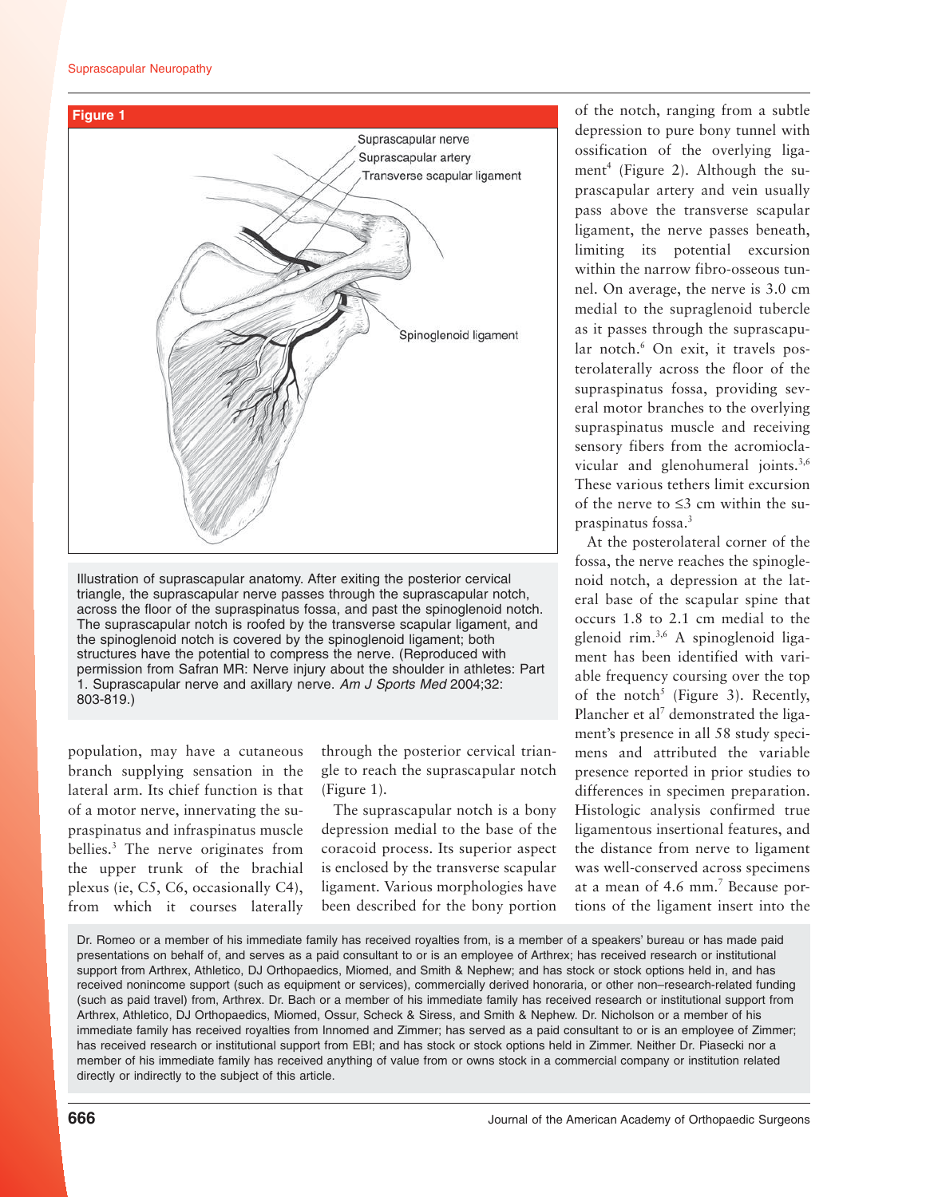**Figure 1**

Illustration of suprascapular anatomy. After exiting the posterior cervical triangle, the suprascapular nerve passes through the suprascapular notch, across the floor of the supraspinatus fossa, and past the spinoglenoid notch. The suprascapular notch is roofed by the transverse scapular ligament, and the spinoglenoid notch is covered by the spinoglenoid ligament; both structures have the potential to compress the nerve. (Reproduced with permission from Safran MR: Nerve injury about the shoulder in athletes: Part 1. Suprascapular nerve and axillary nerve. *Am J Sports Med* 2004;32: 803-819.)

population, may have a cutaneous branch supplying sensation in the lateral arm. Its chief function is that of a motor nerve, innervating the supraspinatus and infraspinatus muscle bellies.[3] The nerve originates from the upper trunk of the brachial plexus (ie, C5, C6, occasionally C4), from which it courses laterally through the posterior cervical triangle to reach the suprascapular notch (Figure 1).

The suprascapular notch is a bony depression medial to the base of the coracoid process. Its superior aspect is enclosed by the transverse scapular ligament. Various morphologies have been described for the bony portion of the notch, ranging from a subtle depression to pure bony tunnel with ossification of the overlying ligament[4] (Figure 2). Although the suprascapular artery and vein usually pass above the transverse scapular ligament, the nerve passes beneath, limiting its potential excursion within the narrow fibro-osseous tunnel. On average, the nerve is 3.0 cm medial to the supraglenoid tubercle as it passes through the suprascapular notch.[6] On exit, it travels posterolaterally across the floor of the supraspinatus fossa, providing several motor branches to the overlying supraspinatus muscle and receiving sensory fibers from the acromioclavicular and glenohumeral joints.[3,6] These various tethers limit excursion of the nerve to ≤3 cm within the supraspinatus fossa.[3]

At the posterolateral corner of the fossa, the nerve reaches the spinoglenoid notch, a depression at the lateral base of the scapular spine that occurs 1.8 to 2.1 cm medial to the glenoid rim.[3,6] A spinoglenoid ligament has been identified with variable frequency coursing over the top of the notch[5] (Figure 3). Recently, Plancher et al[7] demonstrated the ligament's presence in all 58 study specimens and attributed the variable presence reported in prior studies to differences in specimen preparation. Histologic analysis confirmed true ligamentous insertional features, and the distance from nerve to ligament was well-conserved across specimens at a mean of 4.6 mm.[7] Because portions of the ligament insert into the

Dr. Romeo or a member of his immediate family has received royalties from, is a member of a speakers' bureau or has made paid presentations on behalf of, and serves as a paid consultant to or is an employee of Arthrex; has received research or institutional support from Arthrex, Athletico, DJ Orthopaedics, Miomed, and Smith & Nephew; and has stock or stock options held in, and has received nonincome support (such as equipment or services), commercially derived honoraria, or other non–research-related funding (such as paid travel) from, Arthrex. Dr. Bach or a member of his immediate family has received research or institutional support from Arthrex, Athletico, DJ Orthopaedics, Miomed, Ossur, Scheck & Siress, and Smith & Nephew. Dr. Nicholson or a member of his immediate family has received royalties from Innomed and Zimmer; has served as a paid consultant to or is an employee of Zimmer; has received research or institutional support from EBI; and has stock or stock options held in Zimmer. Neither Dr. Piasecki nor a member of his immediate family has received anything of value from or owns stock in a commercial company or institution related directly or indirectly to the subject of this article.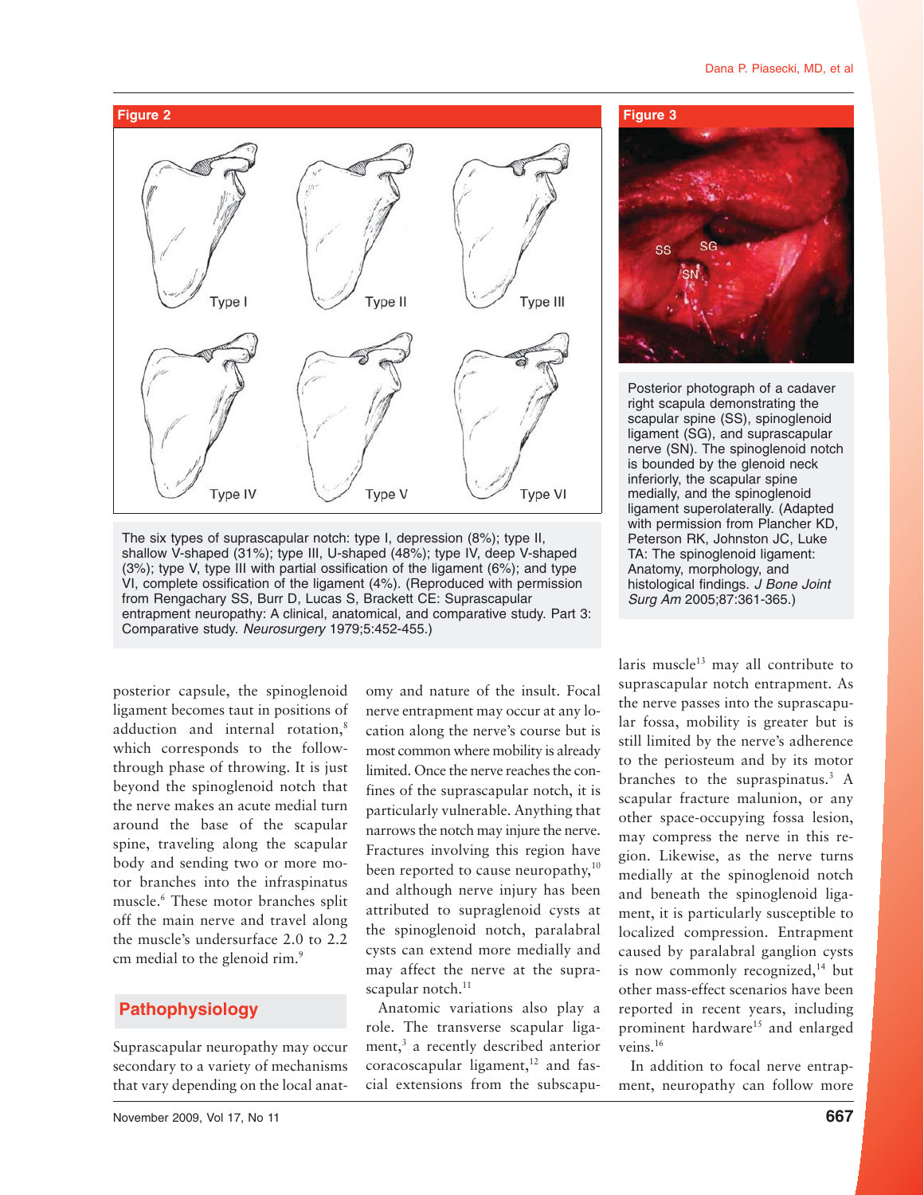**Figure 2**

The six types of suprascapular notch: type I, depression (8%); type II, shallow V-shaped (31%); type III, U-shaped (48%); type IV, deep V-shaped (3%); type V, type III with partial ossification of the ligament (6%); and type VI, complete ossification of the ligament (4%). (Reproduced with permission from Rengachary SS, Burr D, Lucas S, Brackett CE: Suprascapular entrapment neuropathy: A clinical, anatomical, and comparative study. Part 3: Comparative study. *Neurosurgery* 1979;5:452-455.)

**Figure 3**

Posterior photograph of a cadaver right scapula demonstrating the scapular spine (SS), spinoglenoid ligament (SG), and suprascapular nerve (SN). The spinoglenoid notch is bounded by the glenoid neck inferiorly, the scapular spine medially, and the spinoglenoid ligament superolaterally. (Adapted with permission from Plancher KD, Peterson RK, Johnston JC, Luke TA: The spinoglenoid ligament: Anatomy, morphology, and histological findings. *J Bone Joint Surg Am* 2005;87:361-365.)

posterior capsule, the spinoglenoid ligament becomes taut in positions of adduction and internal rotation,[8] which corresponds to the follow-through phase of throwing. It is just beyond the spinoglenoid notch that the nerve makes an acute medial turn around the base of the scapular spine, traveling along the scapular body and sending two or more motor branches into the infraspinatus muscle.[6] These motor branches split off the main nerve and travel along the muscle's undersurface 2.0 to 2.2 cm medial to the glenoid rim.[9]

## Pathophysiology

Suprascapular neuropathy may occur secondary to a variety of mechanisms that vary depending on the local anatomy and nature of the insult. Focal nerve entrapment may occur at any location along the nerve's course but is most common where mobility is already limited. Once the nerve reaches the confines of the suprascapular notch, it is particularly vulnerable. Anything that narrows the notch may injure the nerve. Fractures involving this region have been reported to cause neuropathy,[10] and although nerve injury has been attributed to supraglenoid cysts at the spinoglenoid notch, paralabral cysts can extend more medially and may affect the nerve at the suprascapular notch.[11]

Anatomic variations also play a role. The transverse scapular ligament,[3] a recently described anterior coracoscapular ligament,[12] and fascial extensions from the subscapularis muscle[13] may all contribute to suprascapular notch entrapment. As the nerve passes into the suprascapular fossa, mobility is greater but is still limited by the nerve's adherence to the periosteum and by its motor branches to the supraspinatus.[3] A scapular fracture malunion, or any other space-occupying fossa lesion, may compress the nerve in this region. Likewise, as the nerve turns medially at the spinoglenoid notch and beneath the spinoglenoid ligament, it is particularly susceptible to localized compression. Entrapment caused by paralabral ganglion cysts is now commonly recognized,[14] but other mass-effect scenarios have been reported in recent years, including prominent hardware[15] and enlarged veins.[16]

In addition to focal nerve entrapment, neuropathy can follow more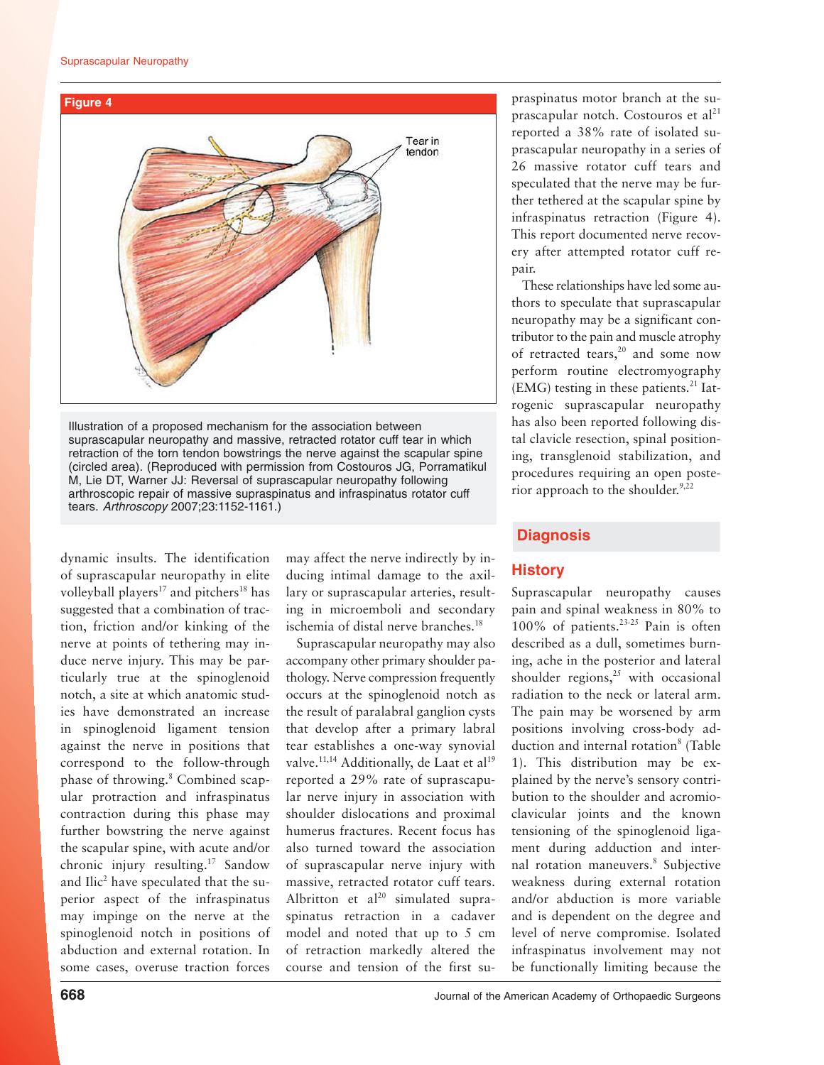**Figure 4**

Illustration of a proposed mechanism for the association between suprascapular neuropathy and massive, retracted rotator cuff tear in which retraction of the torn tendon bowstrings the nerve against the scapular spine (circled area). (Reproduced with permission from Costouros JG, Porramatikul M, Lie DT, Warner JJ: Reversal of suprascapular neuropathy following arthroscopic repair of massive supraspinatus and infraspinatus rotator cuff tears. *Arthroscopy* 2007;23:1152-1161.)

dynamic insults. The identification of suprascapular neuropathy in elite volleyball players[17] and pitchers[18] has suggested that a combination of traction, friction and/or kinking of the nerve at points of tethering may induce nerve injury. This may be particularly true at the spinoglenoid notch, a site at which anatomic studies have demonstrated an increase in spinoglenoid ligament tension against the nerve in positions that correspond to the follow-through phase of throwing.[8] Combined scapular protraction and infraspinatus contraction during this phase may further bowstring the nerve against the scapular spine, with acute and/or chronic injury resulting.[17] Sandow and Ilic[2] have speculated that the superior aspect of the infraspinatus may impinge on the nerve at the spinoglenoid notch in positions of abduction and external rotation. In some cases, overuse traction forces may affect the nerve indirectly by inducing intimal damage to the axillary or suprascapular arteries, resulting in microemboli and secondary ischemia of distal nerve branches.[18]

Suprascapular neuropathy may also accompany other primary shoulder pathology. Nerve compression frequently occurs at the spinoglenoid notch as the result of paralabral ganglion cysts that develop after a primary labral tear establishes a one-way synovial valve.[11,14] Additionally, de Laat et al[19] reported a 29% rate of suprascapular nerve injury in association with shoulder dislocations and proximal humerus fractures. Recent focus has also turned toward the association of suprascapular nerve injury with massive, retracted rotator cuff tears. Albritton et al[20] simulated supraspinatus retraction in a cadaver model and noted that up to 5 cm of retraction markedly altered the course and tension of the first supraspinatus motor branch at the suprascapular notch. Costouros et al[21] reported a 38% rate of isolated suprascapular neuropathy in a series of 26 massive rotator cuff tears and speculated that the nerve may be further tethered at the scapular spine by infraspinatus retraction (Figure 4). This report documented nerve recovery after attempted rotator cuff repair.

These relationships have led some authors to speculate that suprascapular neuropathy may be a significant contributor to the pain and muscle atrophy of retracted tears,[20] and some now perform routine electromyography (EMG) testing in these patients.[21] Iatrogenic suprascapular neuropathy has also been reported following distal clavicle resection, spinal positioning, transglenoid stabilization, and procedures requiring an open posterior approach to the shoulder.[9,22]

## Diagnosis

### History

Suprascapular neuropathy causes pain and spinal weakness in 80% to 100% of patients.[23-25] Pain is often described as a dull, sometimes burning, ache in the posterior and lateral shoulder regions,[25] with occasional radiation to the neck or lateral arm. The pain may be worsened by arm positions involving cross-body adduction and internal rotation[8] (Table 1). This distribution may be explained by the nerve's sensory contribution to the shoulder and acromioclavicular joints and the known tensioning of the spinoglenoid ligament during adduction and internal rotation maneuvers.[8] Subjective weakness during external rotation and/or abduction is more variable and is dependent on the degree and level of nerve compromise. Isolated infraspinatus involvement may not be functionally limiting because the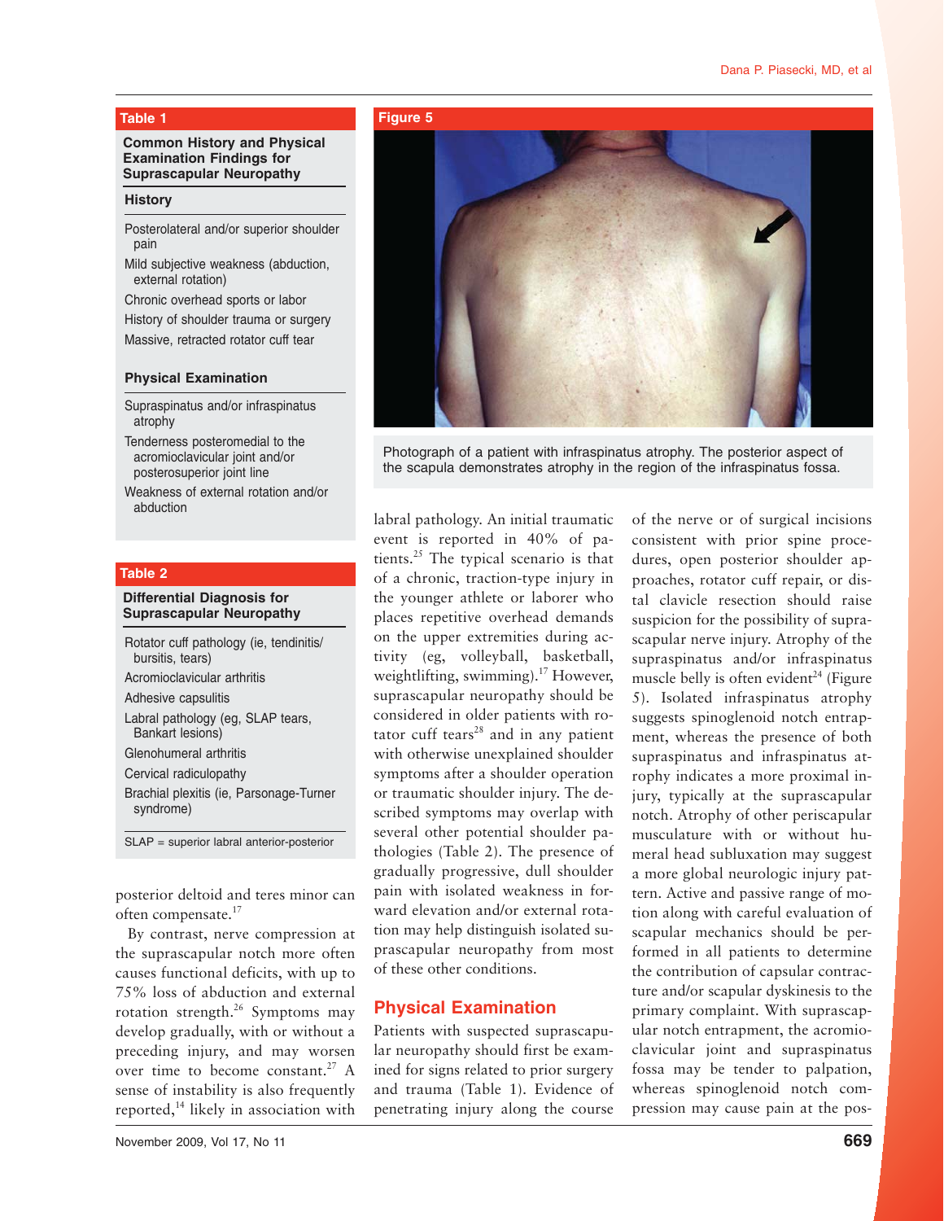**Table 1**

**Common History and Physical Examination Findings for Suprascapular Neuropathy**

| History |
|---|
| Posterolateral and/or superior shoulder pain |
| Mild subjective weakness (abduction, external rotation) |
| Chronic overhead sports or labor |
| History of shoulder trauma or surgery |
| Massive, retracted rotator cuff tear |
| **Physical Examination** |
| Supraspinatus and/or infraspinatus atrophy |
| Tenderness posteromedial to the acromioclavicular joint and/or posterosuperior joint line |
| Weakness of external rotation and/or abduction |

**Table 2**

**Differential Diagnosis for Suprascapular Neuropathy**

| |
|---|
| Rotator cuff pathology (ie, tendinitis/bursitis, tears) |
| Acromioclavicular arthritis |
| Adhesive capsulitis |
| Labral pathology (eg, SLAP tears, Bankart lesions) |
| Glenohumeral arthritis |
| Cervical radiculopathy |
| Brachial plexitis (ie, Parsonage-Turner syndrome) |

SLAP = superior labral anterior-posterior

**Figure 5**

Photograph of a patient with infraspinatus atrophy. The posterior aspect of the scapula demonstrates atrophy in the region of the infraspinatus fossa.

posterior deltoid and teres minor can often compensate.[17]

By contrast, nerve compression at the suprascapular notch more often causes functional deficits, with up to 75% loss of abduction and external rotation strength.[26] Symptoms may develop gradually, with or without a preceding injury, and may worsen over time to become constant.[27] A sense of instability is also frequently reported,[14] likely in association with labral pathology. An initial traumatic event is reported in 40% of patients.[25] The typical scenario is that of a chronic, traction-type injury in the younger athlete or laborer who places repetitive overhead demands on the upper extremities during activity (eg, volleyball, basketball, weightlifting, swimming).[17] However, suprascapular neuropathy should be considered in older patients with rotator cuff tears[28] and in any patient with otherwise unexplained shoulder symptoms after a shoulder operation or traumatic shoulder injury. The described symptoms may overlap with several other potential shoulder pathologies (Table 2). The presence of gradually progressive, dull shoulder pain with isolated weakness in forward elevation and/or external rotation may help distinguish isolated suprascapular neuropathy from most of these other conditions.

## Physical Examination

Patients with suspected suprascapular neuropathy should first be examined for signs related to prior surgery and trauma (Table 1). Evidence of penetrating injury along the course of the nerve or of surgical incisions consistent with prior spine procedures, open posterior shoulder approaches, rotator cuff repair, or distal clavicle resection should raise suspicion for the possibility of suprascapular nerve injury. Atrophy of the supraspinatus and/or infraspinatus muscle belly is often evident[24] (Figure 5). Isolated infraspinatus atrophy suggests spinoglenoid notch entrapment, whereas the presence of both supraspinatus and infraspinatus atrophy indicates a more proximal injury, typically at the suprascapular notch. Atrophy of other periscapular musculature with or without humeral head subluxation may suggest a more global neurologic injury pattern. Active and passive range of motion along with careful evaluation of scapular mechanics should be performed in all patients to determine the contribution of capsular contracture and/or scapular dyskinesis to the primary complaint. With suprascapular notch entrapment, the acromioclavicular joint and supraspinatus fossa may be tender to palpation, whereas spinoglenoid notch compression may cause pain at the pos-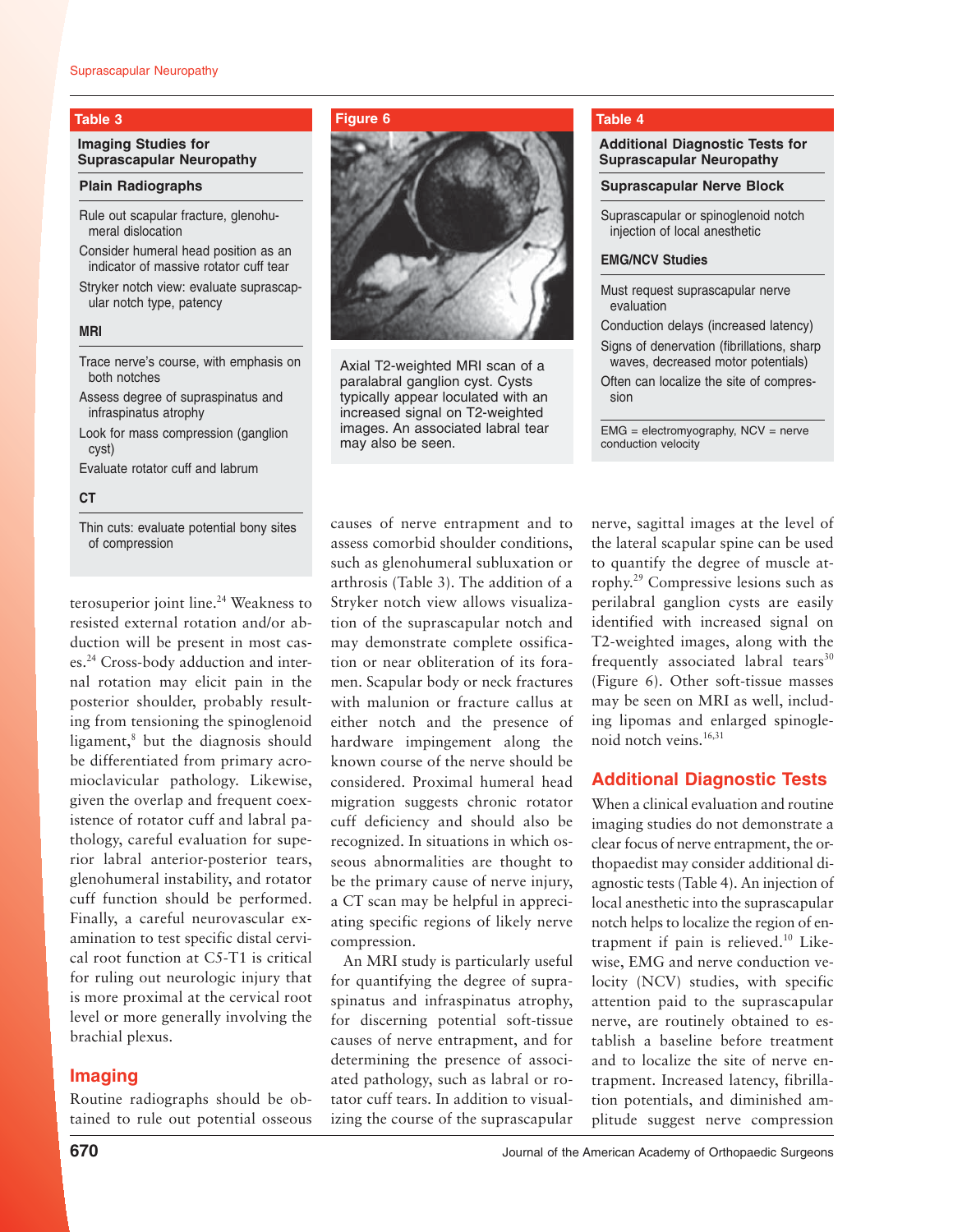**Table 3**

**Imaging Studies for Suprascapular Neuropathy**

| Imaging Studies for Suprascapular Neuropathy |
|---|
| **Plain Radiographs** |
| Rule out scapular fracture, glenohumeral dislocation |
| Consider humeral head position as an indicator of massive rotator cuff tear |
| Stryker notch view: evaluate suprascapular notch type, patency |
| **MRI** |
| Trace nerve's course, with emphasis on both notches |
| Assess degree of supraspinatus and infraspinatus atrophy |
| Look for mass compression (ganglion cyst) |
| Evaluate rotator cuff and labrum |
| **CT** |
| Thin cuts: evaluate potential bony sites of compression |

**Figure 6**

Axial T2-weighted MRI scan of a paralabral ganglion cyst. Cysts typically appear loculated with an increased signal on T2-weighted images. An associated labral tear may also be seen.

**Table 4**

**Additional Diagnostic Tests for Suprascapular Neuropathy**

| Additional Diagnostic Tests for Suprascapular Neuropathy |
|---|
| **Suprascapular Nerve Block** |
| Suprascapular or spinoglenoid notch injection of local anesthetic |
| **EMG/NCV Studies** |
| Must request suprascapular nerve evaluation |
| Conduction delays (increased latency) |
| Signs of denervation (fibrillations, sharp waves, decreased motor potentials) |
| Often can localize the site of compression |

EMG = electromyography, NCV = nerve conduction velocity

terosuperior joint line.[24] Weakness to resisted external rotation and/or abduction will be present in most cases.[24] Cross-body adduction and internal rotation may elicit pain in the posterior shoulder, probably resulting from tensioning the spinoglenoid ligament,[8] but the diagnosis should be differentiated from primary acromioclavicular pathology. Likewise, given the overlap and frequent coexistence of rotator cuff and labral pathology, careful evaluation for superior labral anterior-posterior tears, glenohumeral instability, and rotator cuff function should be performed. Finally, a careful neurovascular examination to test specific distal cervical root function at C5-T1 is critical for ruling out neurologic injury that is more proximal at the cervical root level or more generally involving the brachial plexus.

## Imaging

Routine radiographs should be obtained to rule out potential osseous causes of nerve entrapment and to assess comorbid shoulder conditions, such as glenohumeral subluxation or arthrosis (Table 3). The addition of a Stryker notch view allows visualization of the suprascapular notch and may demonstrate complete ossification or near obliteration of its foramen. Scapular body or neck fractures with malunion or fracture callus at either notch and the presence of hardware impingement along the known course of the nerve should be considered. Proximal humeral head migration suggests chronic rotator cuff deficiency and should also be recognized. In situations in which osseous abnormalities are thought to be the primary cause of nerve injury, a CT scan may be helpful in appreciating specific regions of likely nerve compression.

An MRI study is particularly useful for quantifying the degree of supraspinatus and infraspinatus atrophy, for discerning potential soft-tissue causes of nerve entrapment, and for determining the presence of associated pathology, such as labral or rotator cuff tears. In addition to visualizing the course of the suprascapular nerve, sagittal images at the level of the lateral scapular spine can be used to quantify the degree of muscle atrophy.[29] Compressive lesions such as perilabral ganglion cysts are easily identified with increased signal on T2-weighted images, along with the frequently associated labral tears[30] (Figure 6). Other soft-tissue masses may be seen on MRI as well, including lipomas and enlarged spinoglenoid notch veins.[16,31]

## Additional Diagnostic Tests

When a clinical evaluation and routine imaging studies do not demonstrate a clear focus of nerve entrapment, the orthopaedist may consider additional diagnostic tests (Table 4). An injection of local anesthetic into the suprascapular notch helps to localize the region of entrapment if pain is relieved.[10] Likewise, EMG and nerve conduction velocity (NCV) studies, with specific attention paid to the suprascapular nerve, are routinely obtained to establish a baseline before treatment and to localize the site of nerve entrapment. Increased latency, fibrillation potentials, and diminished amplitude suggest nerve compression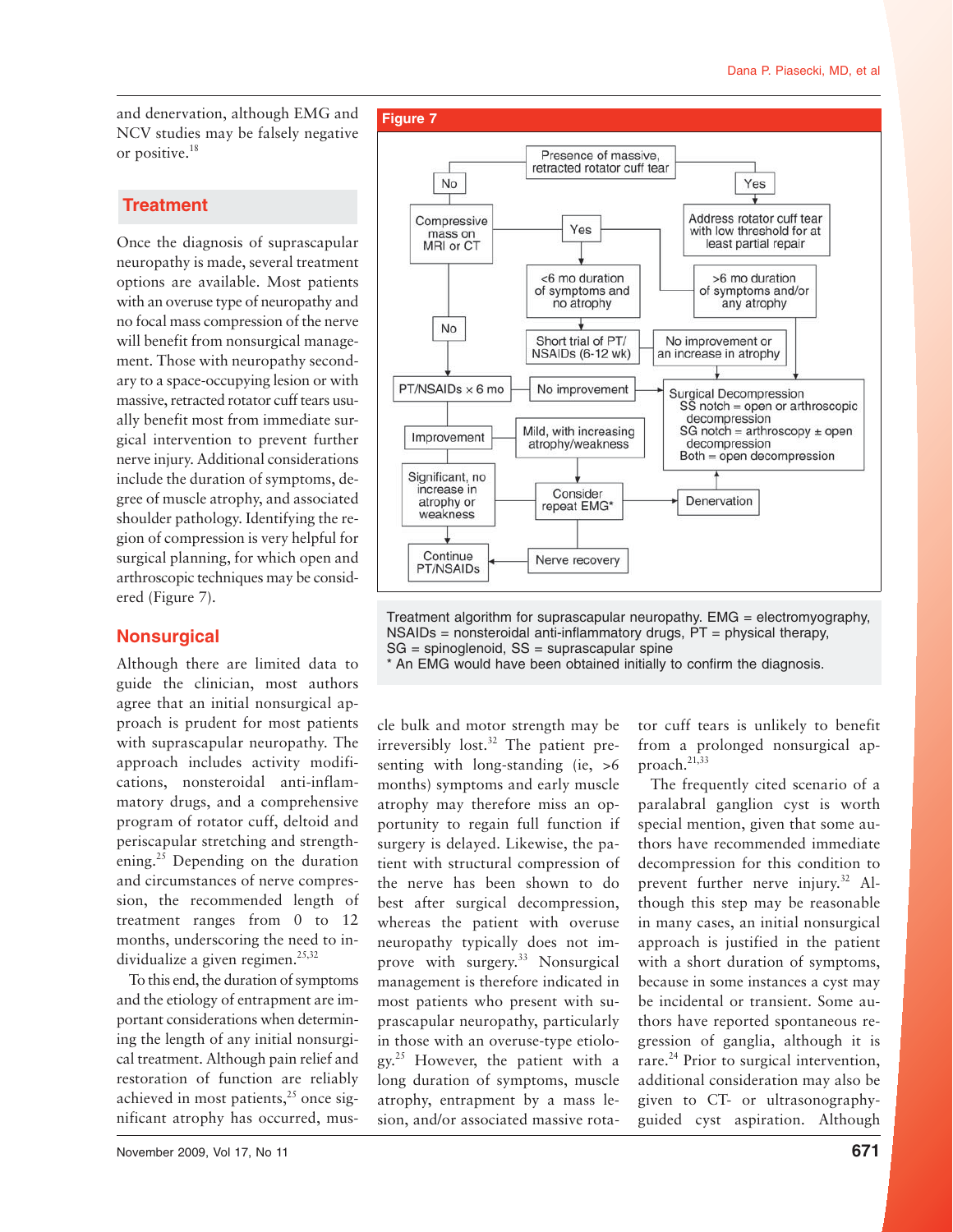and denervation, although EMG and NCV studies may be falsely negative or positive.[18]

## Treatment

Once the diagnosis of suprascapular neuropathy is made, several treatment options are available. Most patients with an overuse type of neuropathy and no focal mass compression of the nerve will benefit from nonsurgical management. Those with neuropathy secondary to a space-occupying lesion or with massive, retracted rotator cuff tears usually benefit most from immediate surgical intervention to prevent further nerve injury. Additional considerations include the duration of symptoms, degree of muscle atrophy, and associated shoulder pathology. Identifying the region of compression is very helpful for surgical planning, for which open and arthroscopic techniques may be considered (Figure 7).

**Figure 7**

Presence of massive, retracted rotator cuff tear
- No → Compressive mass on MRI or CT
  - No → PT/NSAIDs × 6 mo
    - Improvement → Continue PT/NSAIDs
    - No improvement → Surgical Decompression
    - Mild, with increasing atrophy/weakness → Consider repeat EMG*
    - Significant, no increase in atrophy or weakness → Continue PT/NSAIDs
  - Yes → <6 mo duration of symptoms and no atrophy → Short trial of PT/NSAIDs (6-12 wk) → No improvement or an increase in atrophy → Surgical Decompression
  - Yes → >6 mo duration of symptoms and/or any atrophy → Surgical Decompression
- Yes → Address rotator cuff tear with low threshold for at least partial repair → >6 mo duration of symptoms and/or any atrophy

Surgical Decompression: SS notch = open or arthroscopic decompression; SG notch = arthroscopy ± open decompression; Both = open decompression

Consider repeat EMG* → Denervation → Surgical Decompression; Consider repeat EMG* → Nerve recovery → Continue PT/NSAIDs

Treatment algorithm for suprascapular neuropathy. EMG = electromyography, NSAIDs = nonsteroidal anti-inflammatory drugs, PT = physical therapy, SG = spinoglenoid, SS = suprascapular spine
* An EMG would have been obtained initially to confirm the diagnosis.

## Nonsurgical

Although there are limited data to guide the clinician, most authors agree that an initial nonsurgical approach is prudent for most patients with suprascapular neuropathy. The approach includes activity modifications, nonsteroidal anti-inflammatory drugs, and a comprehensive program of rotator cuff, deltoid and periscapular stretching and strengthening.[25] Depending on the duration and circumstances of nerve compression, the recommended length of treatment ranges from 0 to 12 months, underscoring the need to individualize a given regimen.[25,32]

To this end, the duration of symptoms and the etiology of entrapment are important considerations when determining the length of any initial nonsurgical treatment. Although pain relief and restoration of function are reliably achieved in most patients,[25] once significant atrophy has occurred, muscle bulk and motor strength may be irreversibly lost.[32] The patient presenting with long-standing (ie, >6 months) symptoms and early muscle atrophy may therefore miss an opportunity to regain full function if surgery is delayed. Likewise, the patient with structural compression of the nerve has been shown to do best after surgical decompression, whereas the patient with overuse neuropathy typically does not improve with surgery.[33] Nonsurgical management is therefore indicated in most patients who present with suprascapular neuropathy, particularly in those with an overuse-type etiology.[25] However, the patient with a long duration of symptoms, muscle atrophy, entrapment by a mass lesion, and/or associated massive rotator cuff tears is unlikely to benefit from a prolonged nonsurgical approach.[21,33]

The frequently cited scenario of a paralabral ganglion cyst is worth special mention, given that some authors have recommended immediate decompression for this condition to prevent further nerve injury.[32] Although this step may be reasonable in many cases, an initial nonsurgical approach is justified in the patient with a short duration of symptoms, because in some instances a cyst may be incidental or transient. Some authors have reported spontaneous regression of ganglia, although it is rare.[24] Prior to surgical intervention, additional consideration may also be given to CT- or ultrasonography-guided cyst aspiration. Although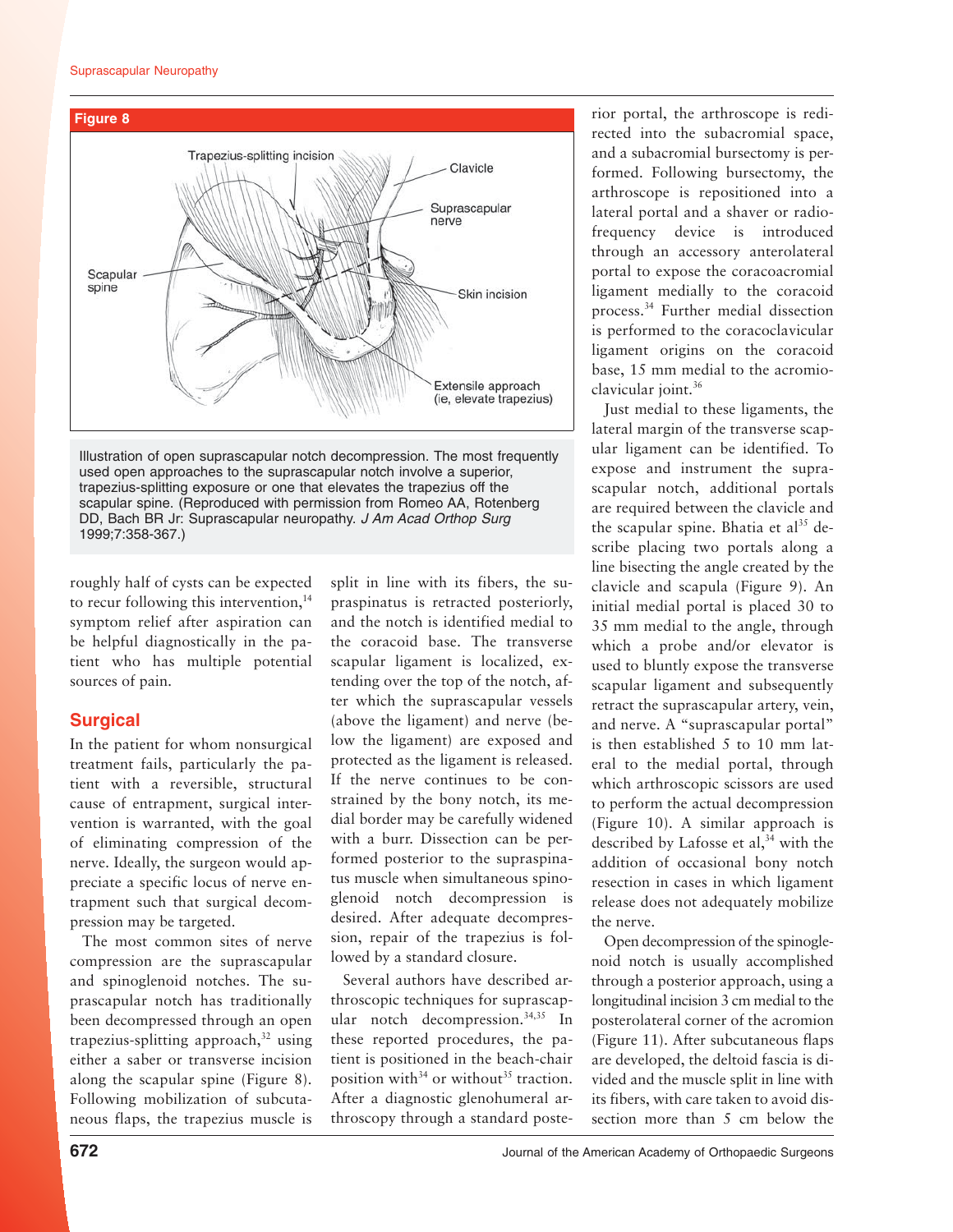**Figure 8**

Illustration of open suprascapular notch decompression. The most frequently used open approaches to the suprascapular notch involve a superior, trapezius-splitting exposure or one that elevates the trapezius off the scapular spine. (Reproduced with permission from Romeo AA, Rotenberg DD, Bach BR Jr: Suprascapular neuropathy. *J Am Acad Orthop Surg* 1999;7:358-367.)

roughly half of cysts can be expected to recur following this intervention,[14] symptom relief after aspiration can be helpful diagnostically in the patient who has multiple potential sources of pain.

## Surgical

In the patient for whom nonsurgical treatment fails, particularly the patient with a reversible, structural cause of entrapment, surgical intervention is warranted, with the goal of eliminating compression of the nerve. Ideally, the surgeon would appreciate a specific locus of nerve entrapment such that surgical decompression may be targeted.

The most common sites of nerve compression are the suprascapular and spinoglenoid notches. The suprascapular notch has traditionally been decompressed through an open trapezius-splitting approach,[32] using either a saber or transverse incision along the scapular spine (Figure 8). Following mobilization of subcutaneous flaps, the trapezius muscle is split in line with its fibers, the supraspinatus is retracted posteriorly, and the notch is identified medial to the coracoid base. The transverse scapular ligament is localized, extending over the top of the notch, after which the suprascapular vessels (above the ligament) and nerve (below the ligament) are exposed and protected as the ligament is released. If the nerve continues to be constrained by the bony notch, its medial border may be carefully widened with a burr. Dissection can be performed posterior to the supraspinatus muscle when simultaneous spinoglenoid notch decompression is desired. After adequate decompression, repair of the trapezius is followed by a standard closure.

Several authors have described arthroscopic techniques for suprascapular notch decompression.[34,35] In these reported procedures, the patient is positioned in the beach-chair position with[34] or without[35] traction. After a diagnostic glenohumeral arthroscopy through a standard posterior portal, the arthroscope is redirected into the subacromial space, and a subacromial bursectomy is performed. Following bursectomy, the arthroscope is repositioned into a lateral portal and a shaver or radiofrequency device is introduced through an accessory anterolateral portal to expose the coracoacromial ligament medially to the coracoid process.[34] Further medial dissection is performed to the coracoclavicular ligament origins on the coracoid base, 15 mm medial to the acromioclavicular joint.[36]

Just medial to these ligaments, the lateral margin of the transverse scapular ligament can be identified. To expose and instrument the suprascapular notch, additional portals are required between the clavicle and the scapular spine. Bhatia et al[35] describe placing two portals along a line bisecting the angle created by the clavicle and scapula (Figure 9). An initial medial portal is placed 30 to 35 mm medial to the angle, through which a probe and/or elevator is used to bluntly expose the transverse scapular ligament and subsequently retract the suprascapular artery, vein, and nerve. A "suprascapular portal" is then established 5 to 10 mm lateral to the medial portal, through which arthroscopic scissors are used to perform the actual decompression (Figure 10). A similar approach is described by Lafosse et al,[34] with the addition of occasional bony notch resection in cases in which ligament release does not adequately mobilize the nerve.

Open decompression of the spinoglenoid notch is usually accomplished through a posterior approach, using a longitudinal incision 3 cm medial to the posterolateral corner of the acromion (Figure 11). After subcutaneous flaps are developed, the deltoid fascia is divided and the muscle split in line with its fibers, with care taken to avoid dissection more than 5 cm below the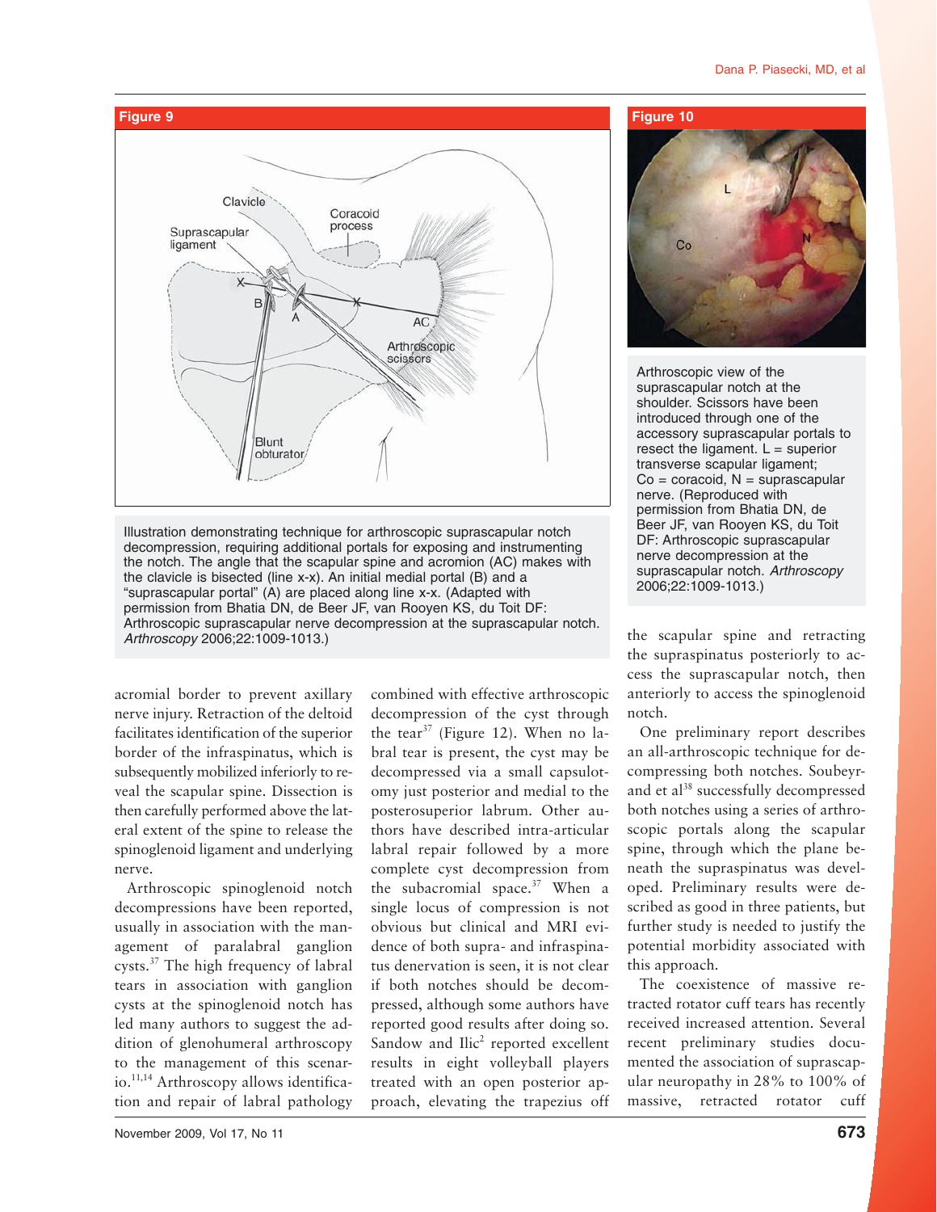**Figure 9**

Illustration demonstrating technique for arthroscopic suprascapular notch decompression, requiring additional portals for exposing and instrumenting the notch. The angle that the scapular spine and acromion (AC) makes with the clavicle is bisected (line x-x). An initial medial portal (B) and a "suprascapular portal" (A) are placed along line x-x. (Adapted with permission from Bhatia DN, de Beer JF, van Rooyen KS, du Toit DF: Arthroscopic suprascapular nerve decompression at the suprascapular notch. *Arthroscopy* 2006;22:1009-1013.)

**Figure 10**

Arthroscopic view of the suprascapular notch at the shoulder. Scissors have been introduced through one of the accessory suprascapular portals to resect the ligament. L = superior transverse scapular ligament; Co = coracoid, N = suprascapular nerve. (Reproduced with permission from Bhatia DN, de Beer JF, van Rooyen KS, du Toit DF: Arthroscopic suprascapular nerve decompression at the suprascapular notch. *Arthroscopy* 2006;22:1009-1013.)

acromial border to prevent axillary nerve injury. Retraction of the deltoid facilitates identification of the superior border of the infraspinatus, which is subsequently mobilized inferiorly to reveal the scapular spine. Dissection is then carefully performed above the lateral extent of the spine to release the spinoglenoid ligament and underlying nerve.

Arthroscopic spinoglenoid notch decompressions have been reported, usually in association with the management of paralabral ganglion cysts.[37] The high frequency of labral tears in association with ganglion cysts at the spinoglenoid notch has led many authors to suggest the addition of glenohumeral arthroscopy to the management of this scenario.[11,14] Arthroscopy allows identification and repair of labral pathology combined with effective arthroscopic decompression of the cyst through the tear[37] (Figure 12). When no labral tear is present, the cyst may be decompressed via a small capsulotomy just posterior and medial to the posterosuperior labrum. Other authors have described intra-articular labral repair followed by a more complete cyst decompression from the subacromial space.[37] When a single locus of compression is not obvious but clinical and MRI evidence of both supra- and infraspinatus denervation is seen, it is not clear if both notches should be decompressed, although some authors have reported good results after doing so. Sandow and Ilic[2] reported excellent results in eight volleyball players treated with an open posterior approach, elevating the trapezius off the scapular spine and retracting the supraspinatus posteriorly to access the suprascapular notch, then anteriorly to access the spinoglenoid notch.

One preliminary report describes an all-arthroscopic technique for decompressing both notches. Soubeyrand et al[38] successfully decompressed both notches using a series of arthroscopic portals along the scapular spine, through which the plane beneath the supraspinatus was developed. Preliminary results were described as good in three patients, but further study is needed to justify the potential morbidity associated with this approach.

The coexistence of massive retracted rotator cuff tears has recently received increased attention. Several recent preliminary studies documented the association of suprascapular neuropathy in 28% to 100% of massive, retracted rotator cuff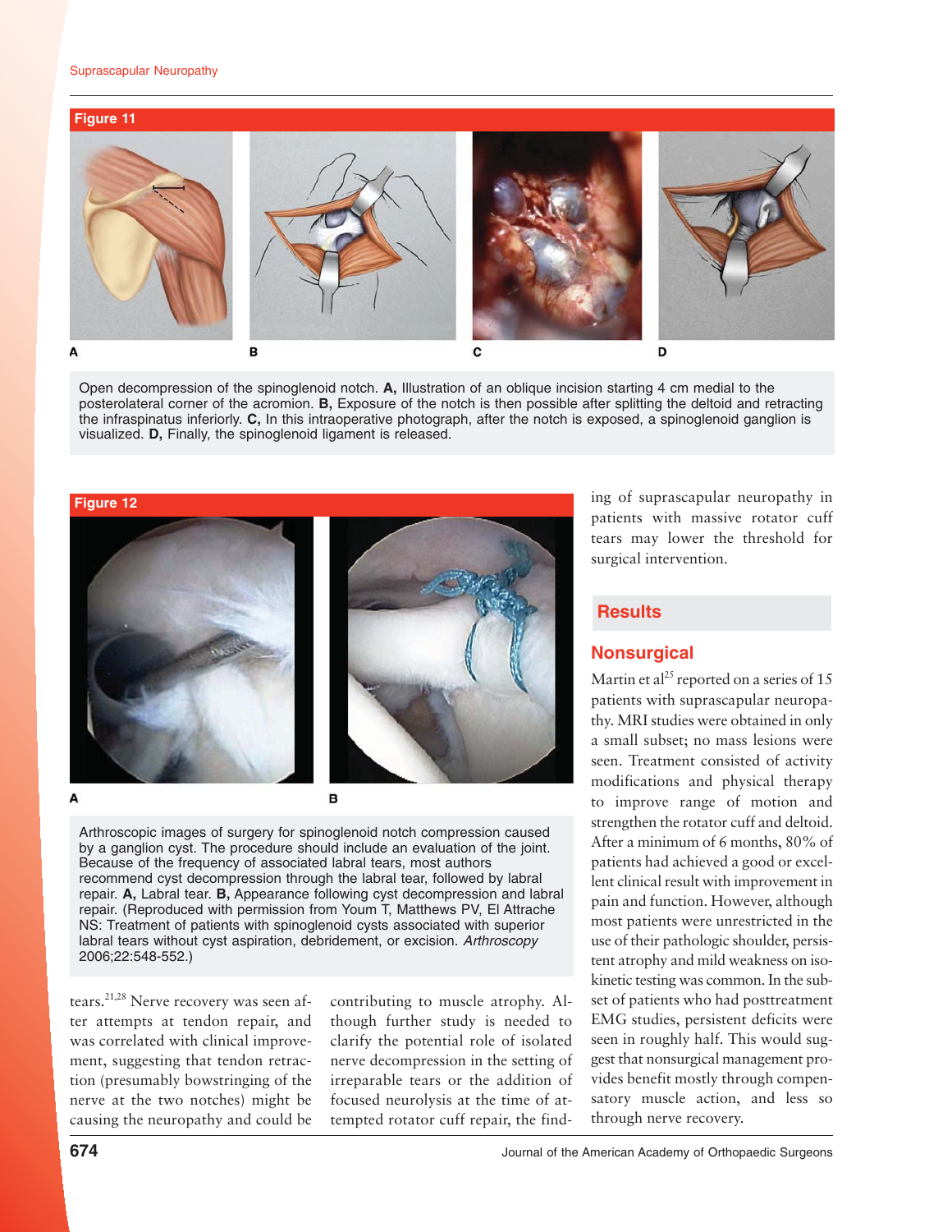**Figure 11**

Open decompression of the spinoglenoid notch. **A,** Illustration of an oblique incision starting 4 cm medial to the posterolateral corner of the acromion. **B,** Exposure of the notch is then possible after splitting the deltoid and retracting the infraspinatus inferiorly. **C,** In this intraoperative photograph, after the notch is exposed, a spinoglenoid ganglion is visualized. **D,** Finally, the spinoglenoid ligament is released.

**Figure 12**

Arthroscopic images of surgery for spinoglenoid notch compression caused by a ganglion cyst. The procedure should include an evaluation of the joint. Because of the frequency of associated labral tears, most authors recommend cyst decompression through the labral tear, followed by labral repair. **A,** Labral tear. **B,** Appearance following cyst decompression and labral repair. (Reproduced with permission from Youm T, Matthews PV, El Attrache NS: Treatment of patients with spinoglenoid cysts associated with superior labral tears without cyst aspiration, debridement, or excision. *Arthroscopy* 2006;22:548-552.)

tears.[21,28] Nerve recovery was seen after attempts at tendon repair, and was correlated with clinical improvement, suggesting that tendon retraction (presumably bowstringing of the nerve at the two notches) might be causing the neuropathy and could be contributing to muscle atrophy. Although further study is needed to clarify the potential role of isolated nerve decompression in the setting of irreparable tears or the addition of focused neurolysis at the time of attempted rotator cuff repair, the finding of suprascapular neuropathy in patients with massive rotator cuff tears may lower the threshold for surgical intervention.

## Results

### Nonsurgical

Martin et al[25] reported on a series of 15 patients with suprascapular neuropathy. MRI studies were obtained in only a small subset; no mass lesions were seen. Treatment consisted of activity modifications and physical therapy to improve range of motion and strengthen the rotator cuff and deltoid. After a minimum of 6 months, 80% of patients had achieved a good or excellent clinical result with improvement in pain and function. However, although most patients were unrestricted in the use of their pathologic shoulder, persistent atrophy and mild weakness on isokinetic testing was common. In the subset of patients who had posttreatment EMG studies, persistent deficits were seen in roughly half. This would suggest that nonsurgical management provides benefit mostly through compensatory muscle action, and less so through nerve recovery.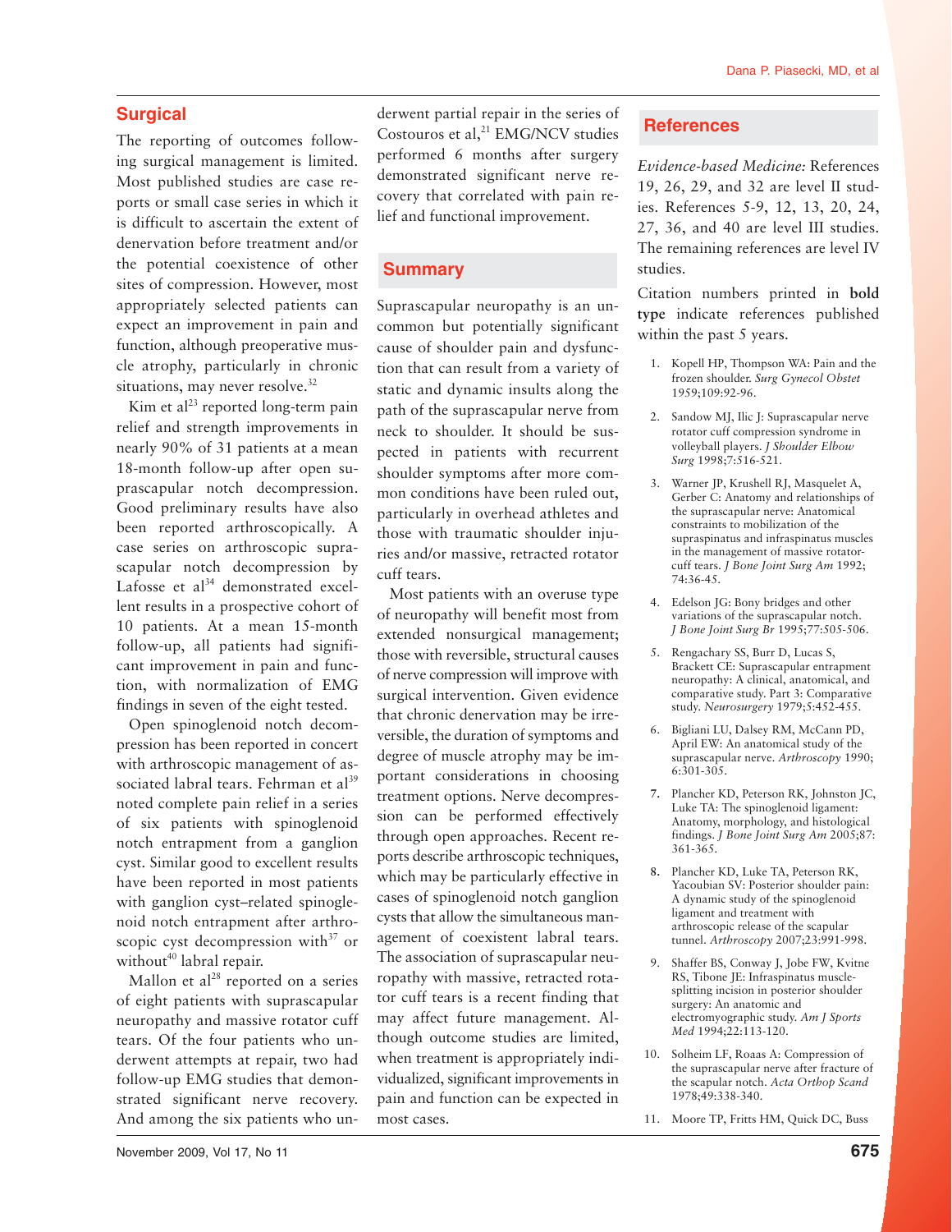## Surgical

The reporting of outcomes following surgical management is limited. Most published studies are case reports or small case series in which it is difficult to ascertain the extent of denervation before treatment and/or the potential coexistence of other sites of compression. However, most appropriately selected patients can expect an improvement in pain and function, although preoperative muscle atrophy, particularly in chronic situations, may never resolve.[32]

Kim et al[23] reported long-term pain relief and strength improvements in nearly 90% of 31 patients at a mean 18-month follow-up after open suprascapular notch decompression. Good preliminary results have also been reported arthroscopically. A case series on arthroscopic suprascapular notch decompression by Lafosse et al[34] demonstrated excellent results in a prospective cohort of 10 patients. At a mean 15-month follow-up, all patients had significant improvement in pain and function, with normalization of EMG findings in seven of the eight tested.

Open spinoglenoid notch decompression has been reported in concert with arthroscopic management of associated labral tears. Fehrman et al[39] noted complete pain relief in a series of six patients with spinoglenoid notch entrapment from a ganglion cyst. Similar good to excellent results have been reported in most patients with ganglion cyst–related spinoglenoid notch entrapment after arthroscopic cyst decompression with[37] or without[40] labral repair.

Mallon et al[28] reported on a series of eight patients with suprascapular neuropathy and massive rotator cuff tears. Of the four patients who underwent attempts at repair, two had follow-up EMG studies that demonstrated significant nerve recovery. And among the six patients who underwent partial repair in the series of Costouros et al,[21] EMG/NCV studies performed 6 months after surgery demonstrated significant nerve recovery that correlated with pain relief and functional improvement.

## Summary

Suprascapular neuropathy is an uncommon but potentially significant cause of shoulder pain and dysfunction that can result from a variety of static and dynamic insults along the path of the suprascapular nerve from neck to shoulder. It should be suspected in patients with recurrent shoulder symptoms after more common conditions have been ruled out, particularly in overhead athletes and those with traumatic shoulder injuries and/or massive, retracted rotator cuff tears.

Most patients with an overuse type of neuropathy will benefit most from extended nonsurgical management; those with reversible, structural causes of nerve compression will improve with surgical intervention. Given evidence that chronic denervation may be irreversible, the duration of symptoms and degree of muscle atrophy may be important considerations in choosing treatment options. Nerve decompression can be performed effectively through open approaches. Recent reports describe arthroscopic techniques, which may be particularly effective in cases of spinoglenoid notch ganglion cysts that allow the simultaneous management of coexistent labral tears. The association of suprascapular neuropathy with massive, retracted rotator cuff tears is a recent finding that may affect future management. Although outcome studies are limited, when treatment is appropriately individualized, significant improvements in pain and function can be expected in most cases.

## References

*Evidence-based Medicine:* References 19, 26, 29, and 32 are level II studies. References 5-9, 12, 13, 20, 24, 27, 36, and 40 are level III studies. The remaining references are level IV studies.

Citation numbers printed in **bold type** indicate references published within the past 5 years.

1. Kopell HP, Thompson WA: Pain and the frozen shoulder. *Surg Gynecol Obstet* 1959;109:92-96.
2. Sandow MJ, Ilic J: Suprascapular nerve rotator cuff compression syndrome in volleyball players. *J Shoulder Elbow Surg* 1998;7:516-521.
3. Warner JP, Krushell RJ, Masquelet A, Gerber C: Anatomy and relationships of the suprascapular nerve: Anatomical constraints to mobilization of the supraspinatus and infraspinatus muscles in the management of massive rotator-cuff tears. *J Bone Joint Surg Am* 1992; 74:36-45.
4. Edelson JG: Bony bridges and other variations of the suprascapular notch. *J Bone Joint Surg Br* 1995;77:505-506.
5. Rengachary SS, Burr D, Lucas S, Brackett CE: Suprascapular entrapment neuropathy: A clinical, anatomical, and comparative study. Part 3: Comparative study. *Neurosurgery* 1979;5:452-455.
6. Bigliani LU, Dalsey RM, McCann PD, April EW: An anatomical study of the suprascapular nerve. *Arthroscopy* 1990; 6:301-305.
7. **7.** Plancher KD, Peterson RK, Johnston JC, Luke TA: The spinoglenoid ligament: Anatomy, morphology, and histological findings. *J Bone Joint Surg Am* 2005;87: 361-365.
8. **8.** Plancher KD, Luke TA, Peterson RK, Yacoubian SV: Posterior shoulder pain: A dynamic study of the spinoglenoid ligament and treatment with arthroscopic release of the scapular tunnel. *Arthroscopy* 2007;23:991-998.
9. Shaffer BS, Conway J, Jobe FW, Kvitne RS, Tibone JE: Infraspinatus muscle-splitting incision in posterior shoulder surgery: An anatomic and electromyographic study. *Am J Sports Med* 1994;22:113-120.
10. Solheim LF, Roaas A: Compression of the suprascapular nerve after fracture of the scapular notch. *Acta Orthop Scand* 1978;49:338-340.
11. Moore TP, Fritts HM, Quick DC, Buss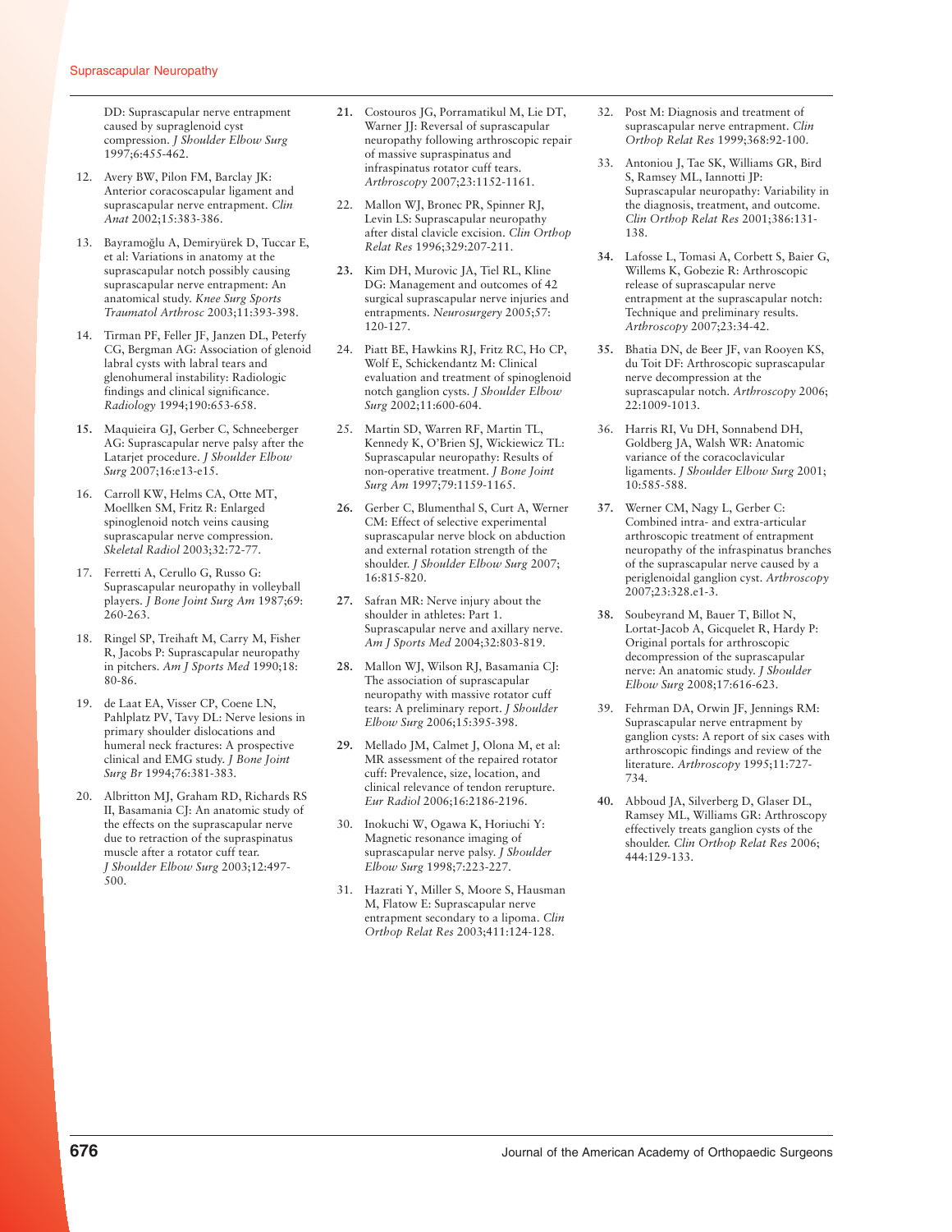DD: Suprascapular nerve entrapment caused by supraglenoid cyst compression. *J Shoulder Elbow Surg* 1997;6:455-462.

12. Avery BW, Pilon FM, Barclay JK: Anterior coracoscapular ligament and suprascapular nerve entrapment. *Clin Anat* 2002;15:383-386.

13. Bayramoğlu A, Demiryürek D, Tuccar E, et al: Variations in anatomy at the suprascapular notch possibly causing suprascapular nerve entrapment: An anatomical study. *Knee Surg Sports Traumatol Arthrosc* 2003;11:393-398.

14. Tirman PF, Feller JF, Janzen DL, Peterfy CG, Bergman AG: Association of glenoid labral cysts with labral tears and glenohumeral instability: Radiologic findings and clinical significance. *Radiology* 1994;190:653-658.

**15.** Maquieira GJ, Gerber C, Schneeberger AG: Suprascapular nerve palsy after the Latarjet procedure. *J Shoulder Elbow Surg* 2007;16:e13-e15.

16. Carroll KW, Helms CA, Otte MT, Moellken SM, Fritz R: Enlarged spinoglenoid notch veins causing suprascapular nerve compression. *Skeletal Radiol* 2003;32:72-77.

17. Ferretti A, Cerullo G, Russo G: Suprascapular neuropathy in volleyball players. *J Bone Joint Surg Am* 1987;69:260-263.

18. Ringel SP, Treihaft M, Carry M, Fisher R, Jacobs P: Suprascapular neuropathy in pitchers. *Am J Sports Med* 1990;18:80-86.

19. de Laat EA, Visser CP, Coene LN, Pahlplatz PV, Tavy DL: Nerve lesions in primary shoulder dislocations and humeral neck fractures: A prospective clinical and EMG study. *J Bone Joint Surg Br* 1994;76:381-383.

20. Albritton MJ, Graham RD, Richards RS II, Basamania CJ: An anatomic study of the effects on the suprascapular nerve due to retraction of the supraspinatus muscle after a rotator cuff tear. *J Shoulder Elbow Surg* 2003;12:497-500.

**21.** Costouros JG, Porramatikul M, Lie DT, Warner JJ: Reversal of suprascapular neuropathy following arthroscopic repair of massive supraspinatus and infraspinatus rotator cuff tears. *Arthroscopy* 2007;23:1152-1161.

22. Mallon WJ, Bronec PR, Spinner RJ, Levin LS: Suprascapular neuropathy after distal clavicle excision. *Clin Orthop Relat Res* 1996;329:207-211.

**23.** Kim DH, Murovic JA, Tiel RL, Kline DG: Management and outcomes of 42 surgical suprascapular nerve injuries and entrapments. *Neurosurgery* 2005;57:120-127.

24. Piatt BE, Hawkins RJ, Fritz RC, Ho CP, Wolf E, Schickendantz M: Clinical evaluation and treatment of spinoglenoid notch ganglion cysts. *J Shoulder Elbow Surg* 2002;11:600-604.

25. Martin SD, Warren RF, Martin TL, Kennedy K, O'Brien SJ, Wickiewicz TL: Suprascapular neuropathy: Results of non-operative treatment. *J Bone Joint Surg Am* 1997;79:1159-1165.

**26.** Gerber C, Blumenthal S, Curt A, Werner CM: Effect of selective experimental suprascapular nerve block on abduction and external rotation strength of the shoulder. *J Shoulder Elbow Surg* 2007;16:815-820.

**27.** Safran MR: Nerve injury about the shoulder in athletes: Part 1. Suprascapular nerve and axillary nerve. *Am J Sports Med* 2004;32:803-819.

**28.** Mallon WJ, Wilson RJ, Basamania CJ: The association of suprascapular neuropathy with massive rotator cuff tears: A preliminary report. *J Shoulder Elbow Surg* 2006;15:395-398.

**29.** Mellado JM, Calmet J, Olona M, et al: MR assessment of the repaired rotator cuff: Prevalence, size, location, and clinical relevance of tendon rerupture. *Eur Radiol* 2006;16:2186-2196.

30. Inokuchi W, Ogawa K, Horiuchi Y: Magnetic resonance imaging of suprascapular nerve palsy. *J Shoulder Elbow Surg* 1998;7:223-227.

31. Hazrati Y, Miller S, Moore S, Hausman M, Flatow E: Suprascapular nerve entrapment secondary to a lipoma. *Clin Orthop Relat Res* 2003;411:124-128.

32. Post M: Diagnosis and treatment of suprascapular nerve entrapment. *Clin Orthop Relat Res* 1999;368:92-100.

33. Antoniou J, Tae SK, Williams GR, Bird S, Ramsey ML, Iannotti JP: Suprascapular neuropathy: Variability in the diagnosis, treatment, and outcome. *Clin Orthop Relat Res* 2001;386:131-138.

**34.** Lafosse L, Tomasi A, Corbett S, Baier G, Willems K, Gobezie R: Arthroscopic release of suprascapular nerve entrapment at the suprascapular notch: Technique and preliminary results. *Arthroscopy* 2007;23:34-42.

**35.** Bhatia DN, de Beer JF, van Rooyen KS, du Toit DF: Arthroscopic suprascapular nerve decompression at the suprascapular notch. *Arthroscopy* 2006;22:1009-1013.

36. Harris RI, Vu DH, Sonnabend DH, Goldberg JA, Walsh WR: Anatomic variance of the coracoclavicular ligaments. *J Shoulder Elbow Surg* 2001;10:585-588.

**37.** Werner CM, Nagy L, Gerber C: Combined intra- and extra-articular arthroscopic treatment of entrapment neuropathy of the infraspinatus branches of the suprascapular nerve caused by a periglenoidal ganglion cyst. *Arthroscopy* 2007;23:328.e1-3.

**38.** Soubeyrand M, Bauer T, Billot N, Lortat-Jacob A, Gicquelet R, Hardy P: Original portals for arthroscopic decompression of the suprascapular nerve: An anatomic study. *J Shoulder Elbow Surg* 2008;17:616-623.

39. Fehrman DA, Orwin JF, Jennings RM: Suprascapular nerve entrapment by ganglion cysts: A report of six cases with arthroscopic findings and review of the literature. *Arthroscopy* 1995;11:727-734.

**40.** Abboud JA, Silverberg D, Glaser DL, Ramsey ML, Williams GR: Arthroscopy effectively treats ganglion cysts of the shoulder. *Clin Orthop Relat Res* 2006;444:129-133.